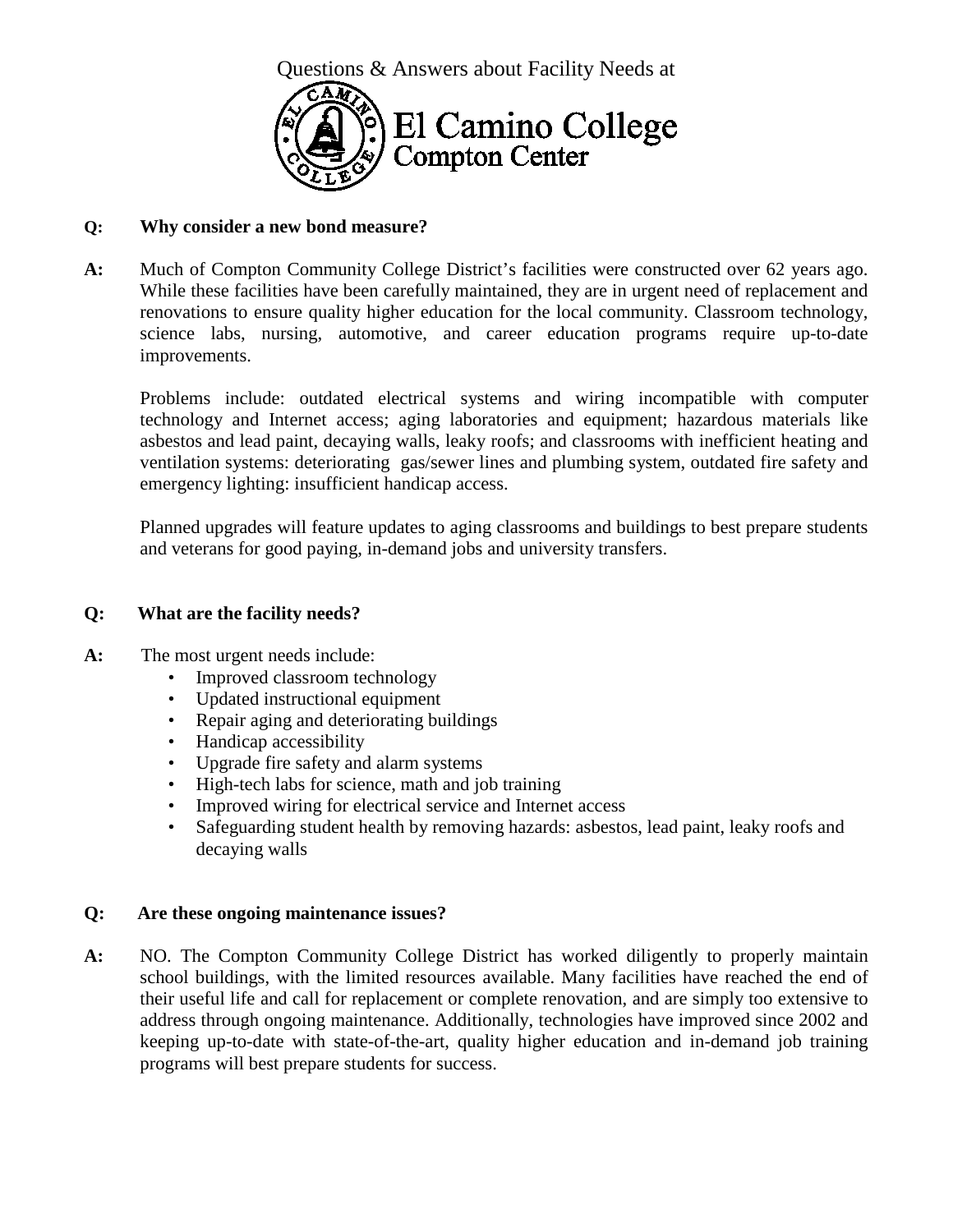# Questions & Answers about Facility Needs at El Camino College Compton Center

**Q: Why consider a new bond measure?**

**A:** Much of Compton Community College District's facilities were constructed over 62 years ago. While these facilities have been carefully maintained, they are in urgent need of replacement and renovations to ensure quality higher education for the local community. Classroom technology, science labs, nursing, automotive, and career education programs require up-to-date improvements.

Problems include: outdated electrical systems and wiring incompatible with computer technology and Internet access; aging laboratories and equipment; hazardous materials like asbestos and lead paint, decaying walls, leaky roofs; and classrooms with inefficient heating and ventilation systems: deteriorating gas/sewer lines and plumbing system, outdated fire safety and emergency lighting: insufficient handicap access.

Planned upgrades will feature updates to aging classrooms and buildings to best prepare students and veterans for good paying, in-demand jobs and university transfers.

**Q: What are the facility needs?**

**A:** The most urgent needs include:

- Improved classroom technology
- Updated instructional equipment
- Repair aging and deteriorating buildings
- Handicap accessibility
- Upgrade fire safety and alarm systems
- High-tech labs for science, math and job training
- Improved wiring for electrical service and Internet access
- Safeguarding student health by removing hazards: asbestos, lead paint, leaky roofs and decaying walls

**Q: Are these ongoing maintenance issues?**

**A:** NO. The Compton Community College District has worked diligently to properly maintain school buildings, with the limited resources available. Many facilities have reached the end of their useful life and call for replacement or complete renovation, and are simply too extensive to address through ongoing maintenance. Additionally, technologies have improved since 2002 and keeping up-to-date with state-of-the-art, quality higher education and in-demand job training programs will best prepare students for success.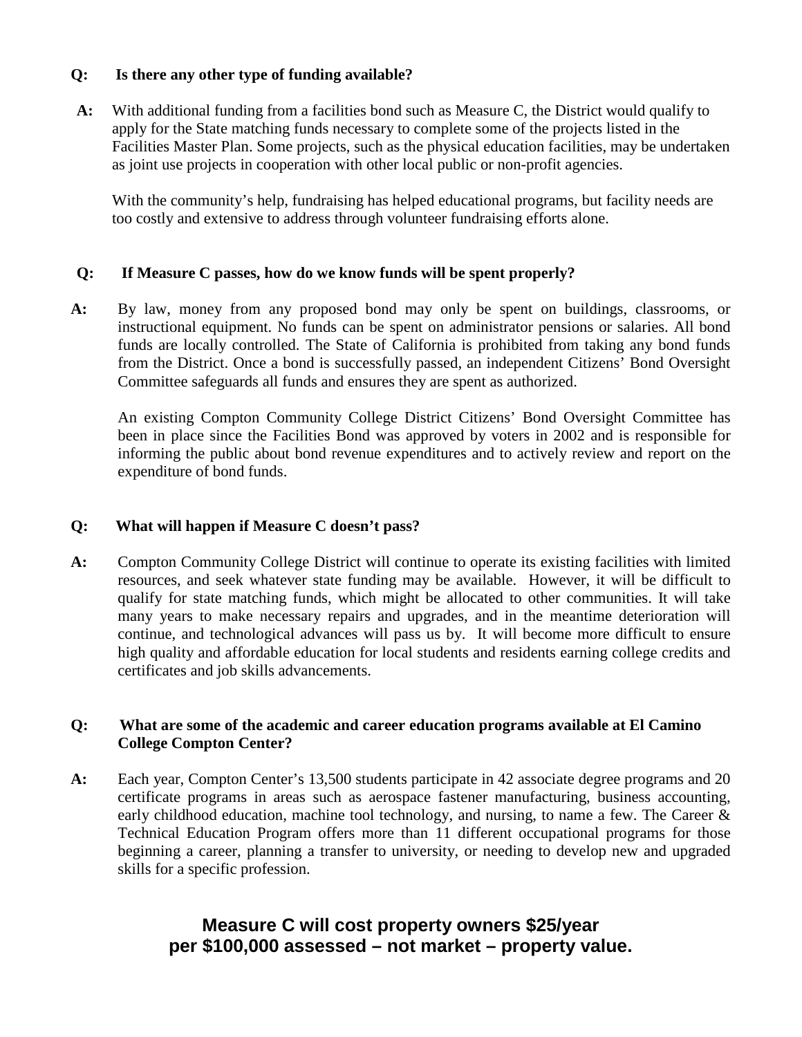**Q: Is there any other type of funding available?**

**A:** With additional funding from a facilities bond such as Measure C, the District would qualify to apply for the State matching funds necessary to complete some of the projects listed in the Facilities Master Plan. Some projects, such as the physical education facilities, may be undertaken as joint use projects in cooperation with other local public or non-profit agencies.

With the community's help, fundraising has helped educational programs, but facility needs are too costly and extensive to address through volunteer fundraising efforts alone.

**Q: If Measure C passes, how do we know funds will be spent properly?**

**A:** By law, money from any proposed bond may only be spent on buildings, classrooms, or instructional equipment. No funds can be spent on administrator pensions or salaries. All bond funds are locally controlled. The State of California is prohibited from taking any bond funds from the District. Once a bond is successfully passed, an independent Citizens' Bond Oversight Committee safeguards all funds and ensures they are spent as authorized.

An existing Compton Community College District Citizens' Bond Oversight Committee has been in place since the Facilities Bond was approved by voters in 2002 and is responsible for informing the public about bond revenue expenditures and to actively review and report on the expenditure of bond funds.

**Q: What will happen if Measure C doesn't pass?**

**A:** Compton Community College District will continue to operate its existing facilities with limited resources, and seek whatever state funding may be available. However, it will be difficult to qualify for state matching funds, which might be allocated to other communities. It will take many years to make necessary repairs and upgrades, and in the meantime deterioration will continue, and technological advances will pass us by. It will become more difficult to ensure high quality and affordable education for local students and residents earning college credits and certificates and job skills advancements.

**Q: What are some of the academic and career education programs available at El Camino College Compton Center?**

**A:** Each year, Compton Center's 13,500 students participate in 42 associate degree programs and 20 certificate programs in areas such as aerospace fastener manufacturing, business accounting, early childhood education, machine tool technology, and nursing, to name a few. The Career & Technical Education Program offers more than 11 different occupational programs for those beginning a career, planning a transfer to university, or needing to develop new and upgraded skills for a specific profession.

**Measure C will cost property owners $25/year per $100,000 assessed – not market – property value.**